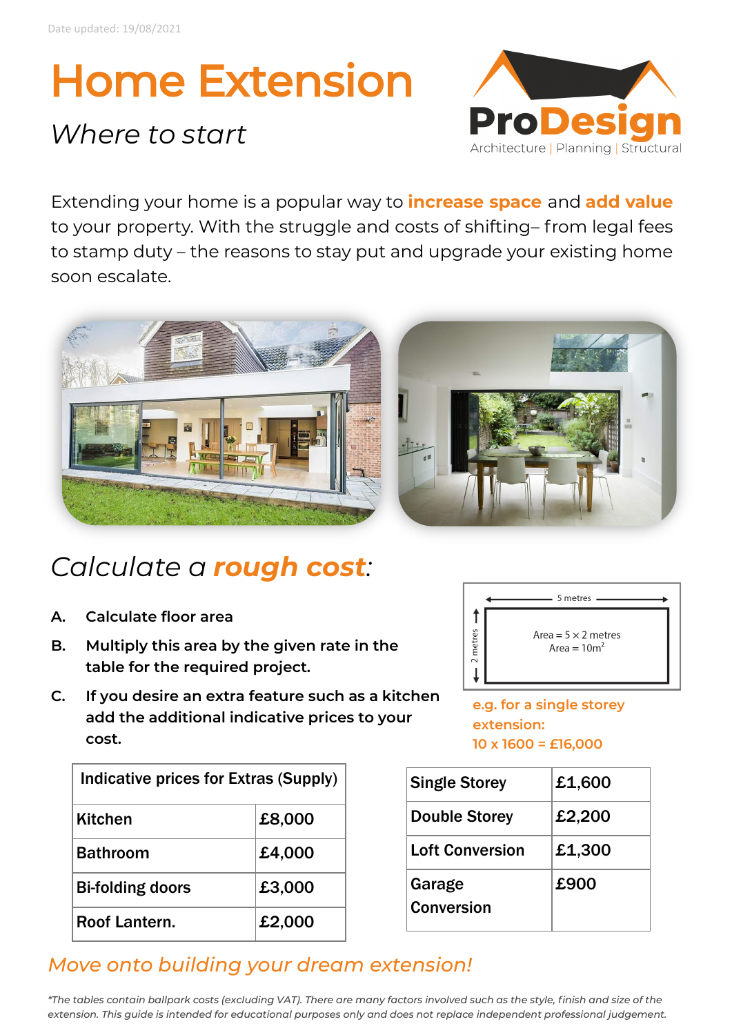Date updated: 19/08/2021

# Home Extension

## *Where to start*

ProDesign
Architecture | Planning | Structural

Extending your home is a popular way to **increase space** and **add value** to your property. With the struggle and costs of shifting– from legal fees to stamp duty – the reasons to stay put and upgrade your existing home soon escalate.

## *Calculate a **rough cost**:*

- **A. Calculate floor area**
- **B. Multiply this area by the given rate in the table for the required project.**
- **C. If you desire an extra feature such as a kitchen add the additional indicative prices to your cost.**

5 metres

2 metres

Area = 5 × 2 metres
Area = $10m^2$

**e.g. for a single storey extension:**
**10 x 1600 = £16,000**

| Indicative prices for Extras (Supply) | |
|---|---|
| Kitchen | £8,000 |
| Bathroom | £4,000 |
| Bi-folding doors | £3,000 |
| Roof Lantern. | £2,000 |

| | |
|---|---|
| Single Storey | £1,600 |
| Double Storey | £2,200 |
| Loft Conversion | £1,300 |
| Garage Conversion | £900 |

## *Move onto building your dream extension!*

*\*The tables contain ballpark costs (excluding VAT). There are many factors involved such as the style, finish and size of the extension. This guide is intended for educational purposes only and does not replace independent professional judgement.*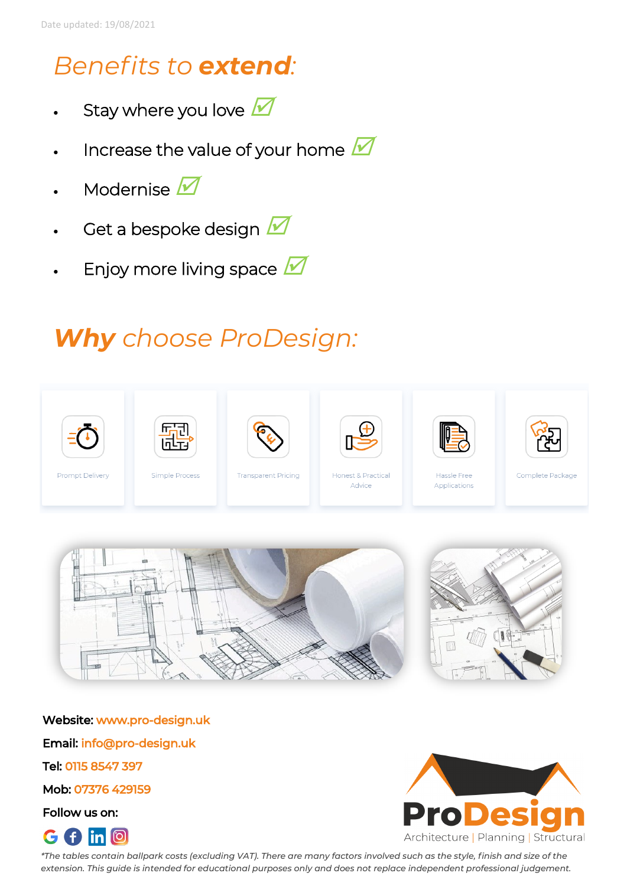Date updated: 19/08/2021

# *Benefits to **extend**:*

- Stay where you love ☑
- Increase the value of your home ☑
- Modernise ☑
- Get a bespoke design ☑
- Enjoy more living space ☑

# ***Why** choose ProDesign:*

Prompt Delivery

Simple Process

Transparent Pricing

Honest & Practical Advice

Hassle Free Applications

Complete Package

**Website:** www.pro-design.uk

**Email:** info@pro-design.uk

**Tel:** 0115 8547 397

**Mob:** 07376 429159

**Follow us on:**

ProDesign
Architecture | Planning | Structural

*\*The tables contain ballpark costs (excluding VAT). There are many factors involved such as the style, finish and size of the extension. This guide is intended for educational purposes only and does not replace independent professional judgement.*